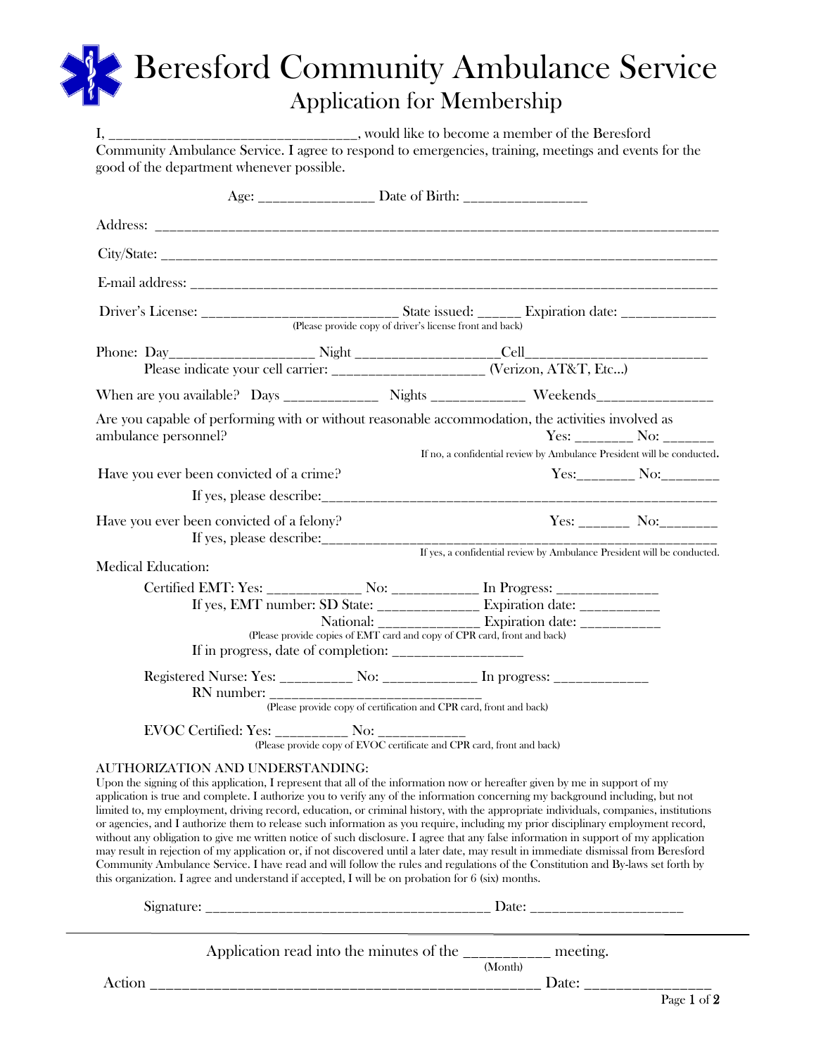# Beresford Community Ambulance Service

## Application for Membership

I, _________________________________, would like to become a member of the Beresford Community Ambulance Service. I agree to respond to emergencies, training, meetings and events for the good of the department whenever possible.

Age: _______________ Date of Birth: ________________

Address: ___________________________________________________________________________

City/State: _________________________________________________________________________

E-mail address: _____________________________________________________________________

Driver's License: __________________________ State issued: ______ Expiration date: ____________
(Please provide copy of driver's license front and back)

Phone: Day___________________ Night ___________________Cell________________________
Please indicate your cell carrier: ____________________ (Verizon, AT&T, Etc...)

When are you available? Days ____________ Nights ____________ Weekends_______________

Are you capable of performing with or without reasonable accommodation, the activities involved as ambulance personnel? Yes: ________ No: ______
If no, a confidential review by Ambulance President will be conducted.

Have you ever been convicted of a crime? Yes:________ No:_______
If yes, please describe:______________________________________________________

Have you ever been convicted of a felony? Yes: _______ No:_______
If yes, please describe:______________________________________________________
If yes, a confidential review by Ambulance President will be conducted.

Medical Education:

Certified EMT: Yes: ____________ No: ___________ In Progress: _____________
If yes, EMT number: SD State: _____________ Expiration date: __________
National: _____________ Expiration date: __________
(Please provide copies of EMT card and copy of CPR card, front and back)
If in progress, date of completion: _________________

Registered Nurse: Yes: _________ No: ____________ In progress: ____________
RN number: ____________________________
(Please provide copy of certification and CPR card, front and back)

EVOC Certified: Yes: _________ No: ___________
(Please provide copy of EVOC certificate and CPR card, front and back)

AUTHORIZATION AND UNDERSTANDING:
Upon the signing of this application, I represent that all of the information now or hereafter given by me in support of my application is true and complete. I authorize you to verify any of the information concerning my background including, but not limited to, my employment, driving record, education, or criminal history, with the appropriate individuals, companies, institutions or agencies, and I authorize them to release such information as you require, including my prior disciplinary employment record, without any obligation to give me written notice of such disclosure. I agree that any false information in support of my application may result in rejection of my application or, if not discovered until a later date, may result in immediate dismissal from Beresford Community Ambulance Service. I have read and will follow the rules and regulations of the Constitution and By-laws set forth by this organization. I agree and understand if accepted, I will be on probation for 6 (six) months.

Signature: ______________________________________ Date: ____________________

---

Application read into the minutes of the ___________ meeting.
(Month)

Action ________________________________________________ Date: _______________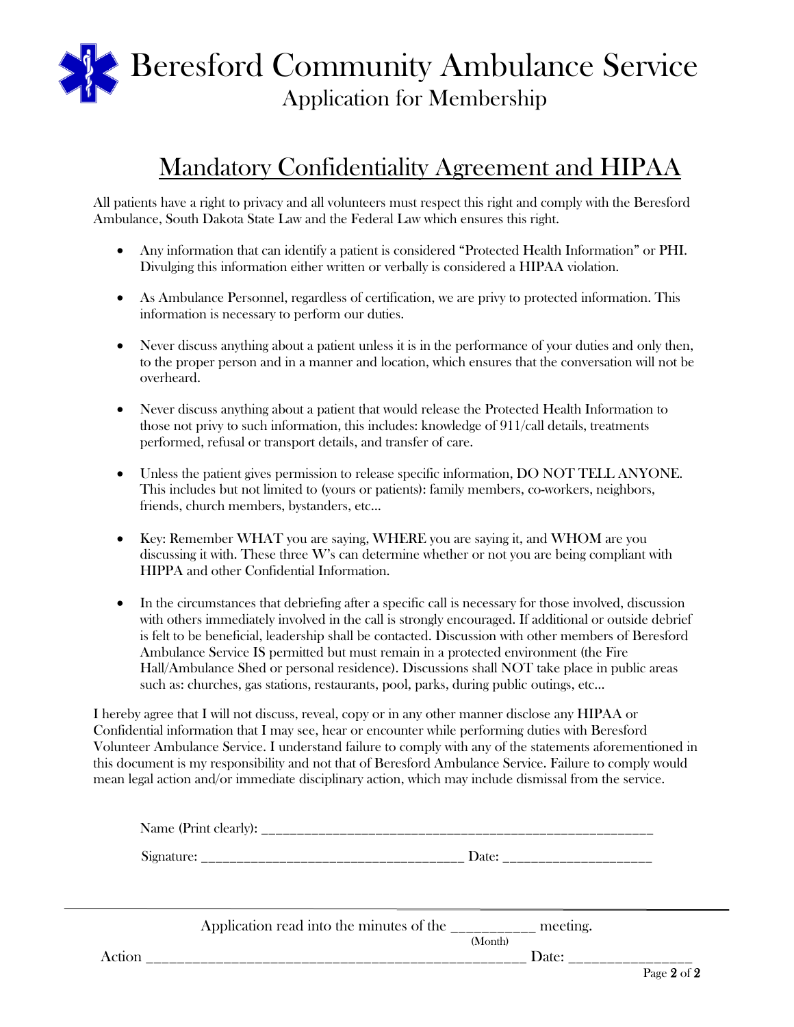# Beresford Community Ambulance Service

## Application for Membership

## Mandatory Confidentiality Agreement and HIPAA

All patients have a right to privacy and all volunteers must respect this right and comply with the Beresford Ambulance, South Dakota State Law and the Federal Law which ensures this right.

- Any information that can identify a patient is considered "Protected Health Information" or PHI. Divulging this information either written or verbally is considered a HIPAA violation.
- As Ambulance Personnel, regardless of certification, we are privy to protected information. This information is necessary to perform our duties.
- Never discuss anything about a patient unless it is in the performance of your duties and only then, to the proper person and in a manner and location, which ensures that the conversation will not be overheard.
- Never discuss anything about a patient that would release the Protected Health Information to those not privy to such information, this includes: knowledge of 911/call details, treatments performed, refusal or transport details, and transfer of care.
- Unless the patient gives permission to release specific information, DO NOT TELL ANYONE. This includes but not limited to (yours or patients): family members, co-workers, neighbors, friends, church members, bystanders, etc…
- Key: Remember WHAT you are saying, WHERE you are saying it, and WHOM are you discussing it with. These three W's can determine whether or not you are being compliant with HIPPA and other Confidential Information.
- In the circumstances that debriefing after a specific call is necessary for those involved, discussion with others immediately involved in the call is strongly encouraged. If additional or outside debrief is felt to be beneficial, leadership shall be contacted. Discussion with other members of Beresford Ambulance Service IS permitted but must remain in a protected environment (the Fire Hall/Ambulance Shed or personal residence). Discussions shall NOT take place in public areas such as: churches, gas stations, restaurants, pool, parks, during public outings, etc…

I hereby agree that I will not discuss, reveal, copy or in any other manner disclose any HIPAA or Confidential information that I may see, hear or encounter while performing duties with Beresford Volunteer Ambulance Service. I understand failure to comply with any of the statements aforementioned in this document is my responsibility and not that of Beresford Ambulance Service. Failure to comply would mean legal action and/or immediate disciplinary action, which may include dismissal from the service.

Name (Print clearly): ________________________________________________________

Signature: _____________________________________ Date: ____________________

---

Application read into the minutes of the ___________ meeting.
(Month)

Action ________________________________________________________ Date: ________________